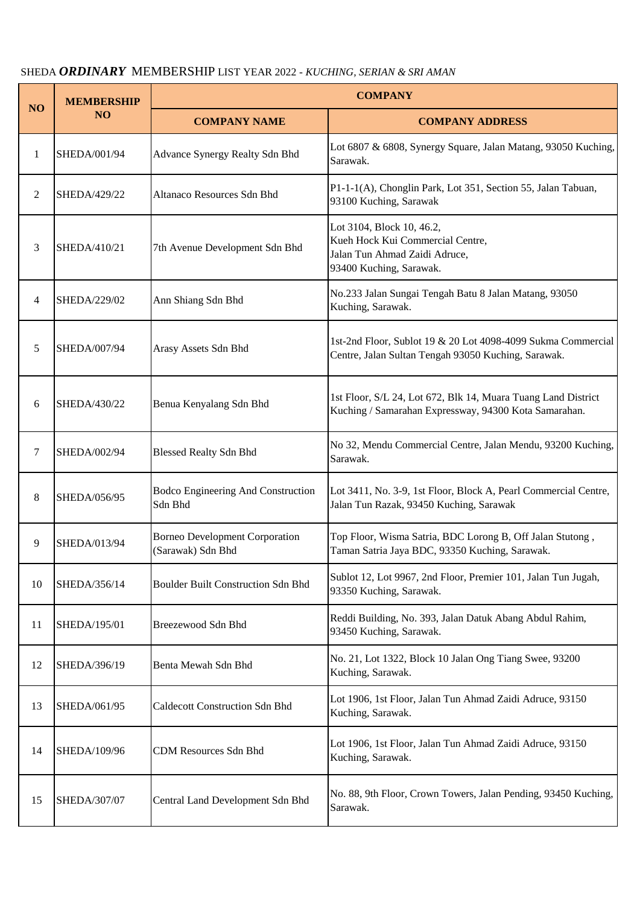SHEDA ***ORDINARY*** MEMBERSHIP LIST YEAR 2022 - *KUCHING, SERIAN & SRI AMAN*

| NO | MEMBERSHIP NO | COMPANY | |
|---|---|---|---|
| | | **COMPANY NAME** | **COMPANY ADDRESS** |
| 1 | SHEDA/001/94 | Advance Synergy Realty Sdn Bhd | Lot 6807 & 6808, Synergy Square, Jalan Matang, 93050 Kuching, Sarawak. |
| 2 | SHEDA/429/22 | Altanaco Resources Sdn Bhd | P1-1-1(A), Chonglin Park, Lot 351, Section 55, Jalan Tabuan, 93100 Kuching, Sarawak |
| 3 | SHEDA/410/21 | 7th Avenue Development Sdn Bhd | Lot 3104, Block 10, 46.2, Kueh Hock Kui Commercial Centre, Jalan Tun Ahmad Zaidi Adruce, 93400 Kuching, Sarawak. |
| 4 | SHEDA/229/02 | Ann Shiang Sdn Bhd | No.233 Jalan Sungai Tengah Batu 8 Jalan Matang, 93050 Kuching, Sarawak. |
| 5 | SHEDA/007/94 | Arasy Assets Sdn Bhd | 1st-2nd Floor, Sublot 19 & 20 Lot 4098-4099 Sukma Commercial Centre, Jalan Sultan Tengah 93050 Kuching, Sarawak. |
| 6 | SHEDA/430/22 | Benua Kenyalang Sdn Bhd | 1st Floor, S/L 24, Lot 672, Blk 14, Muara Tuang Land District Kuching / Samarahan Expressway, 94300 Kota Samarahan. |
| 7 | SHEDA/002/94 | Blessed Realty Sdn Bhd | No 32, Mendu Commercial Centre, Jalan Mendu, 93200 Kuching, Sarawak. |
| 8 | SHEDA/056/95 | Bodco Engineering And Construction Sdn Bhd | Lot 3411, No. 3-9, 1st Floor, Block A, Pearl Commercial Centre, Jalan Tun Razak, 93450 Kuching, Sarawak |
| 9 | SHEDA/013/94 | Borneo Development Corporation (Sarawak) Sdn Bhd | Top Floor, Wisma Satria, BDC Lorong B, Off Jalan Stutong , Taman Satria Jaya BDC, 93350 Kuching, Sarawak. |
| 10 | SHEDA/356/14 | Boulder Built Construction Sdn Bhd | Sublot 12, Lot 9967, 2nd Floor, Premier 101, Jalan Tun Jugah, 93350 Kuching, Sarawak. |
| 11 | SHEDA/195/01 | Breezewood Sdn Bhd | Reddi Building, No. 393, Jalan Datuk Abang Abdul Rahim, 93450 Kuching, Sarawak. |
| 12 | SHEDA/396/19 | Benta Mewah Sdn Bhd | No. 21, Lot 1322, Block 10 Jalan Ong Tiang Swee, 93200 Kuching, Sarawak. |
| 13 | SHEDA/061/95 | Caldecott Construction Sdn Bhd | Lot 1906, 1st Floor, Jalan Tun Ahmad Zaidi Adruce, 93150 Kuching, Sarawak. |
| 14 | SHEDA/109/96 | CDM Resources Sdn Bhd | Lot 1906, 1st Floor, Jalan Tun Ahmad Zaidi Adruce, 93150 Kuching, Sarawak. |
| 15 | SHEDA/307/07 | Central Land Development Sdn Bhd | No. 88, 9th Floor, Crown Towers, Jalan Pending, 93450 Kuching, Sarawak. |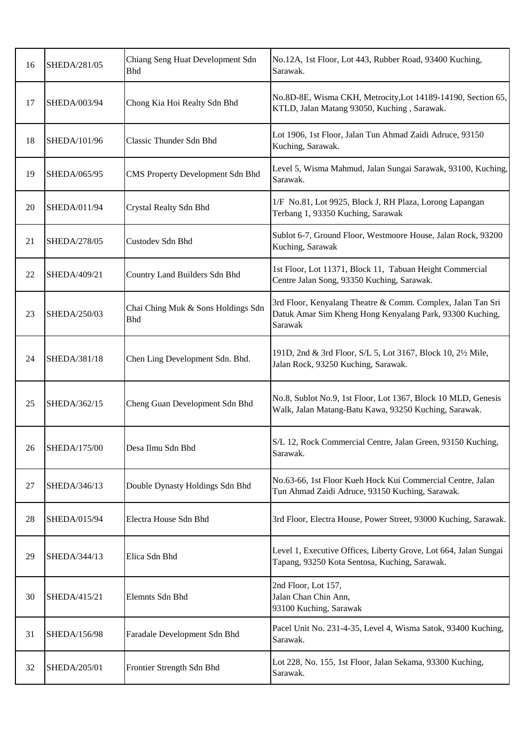| 16 | SHEDA/281/05 | Chiang Seng Huat Development Sdn Bhd | No.12A, 1st Floor, Lot 443, Rubber Road, 93400 Kuching, Sarawak. |
|---|---|---|---|
| 17 | SHEDA/003/94 | Chong Kia Hoi Realty Sdn Bhd | No.8D-8E, Wisma CKH, Metrocity,Lot 14189-14190, Section 65, KTLD, Jalan Matang 93050, Kuching , Sarawak. |
| 18 | SHEDA/101/96 | Classic Thunder Sdn Bhd | Lot 1906, 1st Floor, Jalan Tun Ahmad Zaidi Adruce, 93150 Kuching, Sarawak. |
| 19 | SHEDA/065/95 | CMS Property Development Sdn Bhd | Level 5, Wisma Mahmud, Jalan Sungai Sarawak, 93100, Kuching, Sarawak. |
| 20 | SHEDA/011/94 | Crystal Realty Sdn Bhd | 1/F No.81, Lot 9925, Block J, RH Plaza, Lorong Lapangan Terbang 1, 93350 Kuching, Sarawak |
| 21 | SHEDA/278/05 | Custodev Sdn Bhd | Sublot 6-7, Ground Floor, Westmoore House, Jalan Rock, 93200 Kuching, Sarawak |
| 22 | SHEDA/409/21 | Country Land Builders Sdn Bhd | 1st Floor, Lot 11371, Block 11, Tabuan Height Commercial Centre Jalan Song, 93350 Kuching, Sarawak. |
| 23 | SHEDA/250/03 | Chai Ching Muk & Sons Holdings Sdn Bhd | 3rd Floor, Kenyalang Theatre & Comm. Complex, Jalan Tan Sri Datuk Amar Sim Kheng Hong Kenyalang Park, 93300 Kuching, Sarawak |
| 24 | SHEDA/381/18 | Chen Ling Development Sdn. Bhd. | 191D, 2nd & 3rd Floor, S/L 5, Lot 3167, Block 10, 2½ Mile, Jalan Rock, 93250 Kuching, Sarawak. |
| 25 | SHEDA/362/15 | Cheng Guan Development Sdn Bhd | No.8, Sublot No.9, 1st Floor, Lot 1367, Block 10 MLD, Genesis Walk, Jalan Matang-Batu Kawa, 93250 Kuching, Sarawak. |
| 26 | SHEDA/175/00 | Desa Ilmu Sdn Bhd | S/L 12, Rock Commercial Centre, Jalan Green, 93150 Kuching, Sarawak. |
| 27 | SHEDA/346/13 | Double Dynasty Holdings Sdn Bhd | No.63-66, 1st Floor Kueh Hock Kui Commercial Centre, Jalan Tun Ahmad Zaidi Adruce, 93150 Kuching, Sarawak. |
| 28 | SHEDA/015/94 | Electra House Sdn Bhd | 3rd Floor, Electra House, Power Street, 93000 Kuching, Sarawak. |
| 29 | SHEDA/344/13 | Elica Sdn Bhd | Level 1, Executive Offices, Liberty Grove, Lot 664, Jalan Sungai Tapang, 93250 Kota Sentosa, Kuching, Sarawak. |
| 30 | SHEDA/415/21 | Elemnts Sdn Bhd | 2nd Floor, Lot 157, Jalan Chan Chin Ann, 93100 Kuching, Sarawak |
| 31 | SHEDA/156/98 | Faradale Development Sdn Bhd | Pacel Unit No. 231-4-35, Level 4, Wisma Satok, 93400 Kuching, Sarawak. |
| 32 | SHEDA/205/01 | Frontier Strength Sdn Bhd | Lot 228, No. 155, 1st Floor, Jalan Sekama, 93300 Kuching, Sarawak. |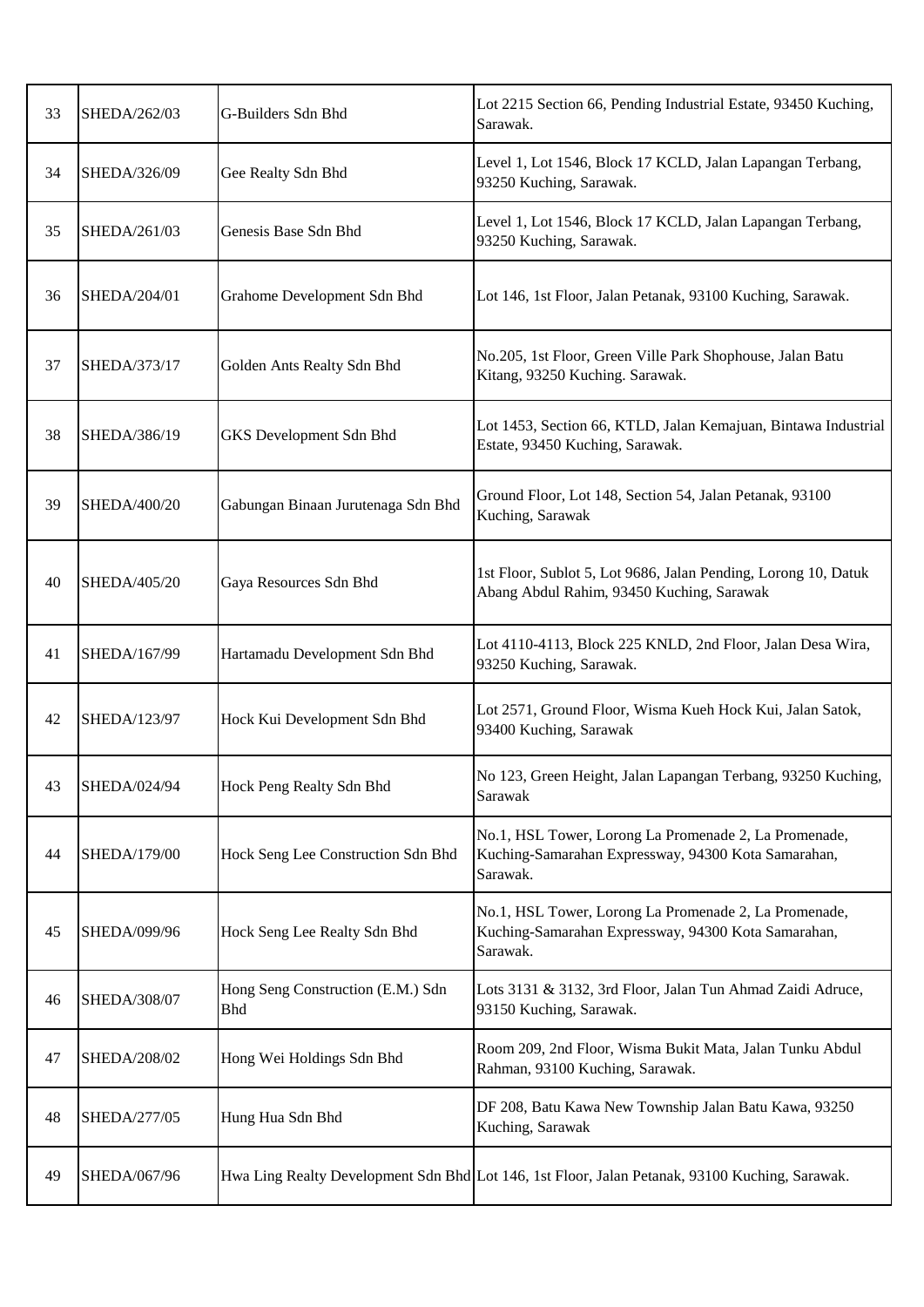| 33 | SHEDA/262/03 | G-Builders Sdn Bhd | Lot 2215 Section 66, Pending Industrial Estate, 93450 Kuching, Sarawak. |
|---|---|---|---|
| 34 | SHEDA/326/09 | Gee Realty Sdn Bhd | Level 1, Lot 1546, Block 17 KCLD, Jalan Lapangan Terbang, 93250 Kuching, Sarawak. |
| 35 | SHEDA/261/03 | Genesis Base Sdn Bhd | Level 1, Lot 1546, Block 17 KCLD, Jalan Lapangan Terbang, 93250 Kuching, Sarawak. |
| 36 | SHEDA/204/01 | Grahome Development Sdn Bhd | Lot 146, 1st Floor, Jalan Petanak, 93100 Kuching, Sarawak. |
| 37 | SHEDA/373/17 | Golden Ants Realty Sdn Bhd | No.205, 1st Floor, Green Ville Park Shophouse, Jalan Batu Kitang, 93250 Kuching. Sarawak. |
| 38 | SHEDA/386/19 | GKS Development Sdn Bhd | Lot 1453, Section 66, KTLD, Jalan Kemajuan, Bintawa Industrial Estate, 93450 Kuching, Sarawak. |
| 39 | SHEDA/400/20 | Gabungan Binaan Jurutenaga Sdn Bhd | Ground Floor, Lot 148, Section 54, Jalan Petanak, 93100 Kuching, Sarawak |
| 40 | SHEDA/405/20 | Gaya Resources Sdn Bhd | 1st Floor, Sublot 5, Lot 9686, Jalan Pending, Lorong 10, Datuk Abang Abdul Rahim, 93450 Kuching, Sarawak |
| 41 | SHEDA/167/99 | Hartamadu Development Sdn Bhd | Lot 4110-4113, Block 225 KNLD, 2nd Floor, Jalan Desa Wira, 93250 Kuching, Sarawak. |
| 42 | SHEDA/123/97 | Hock Kui Development Sdn Bhd | Lot 2571, Ground Floor, Wisma Kueh Hock Kui, Jalan Satok, 93400 Kuching, Sarawak |
| 43 | SHEDA/024/94 | Hock Peng Realty Sdn Bhd | No 123, Green Height, Jalan Lapangan Terbang, 93250 Kuching, Sarawak |
| 44 | SHEDA/179/00 | Hock Seng Lee Construction Sdn Bhd | No.1, HSL Tower, Lorong La Promenade 2, La Promenade, Kuching-Samarahan Expressway, 94300 Kota Samarahan, Sarawak. |
| 45 | SHEDA/099/96 | Hock Seng Lee Realty Sdn Bhd | No.1, HSL Tower, Lorong La Promenade 2, La Promenade, Kuching-Samarahan Expressway, 94300 Kota Samarahan, Sarawak. |
| 46 | SHEDA/308/07 | Hong Seng Construction (E.M.) Sdn Bhd | Lots 3131 & 3132, 3rd Floor, Jalan Tun Ahmad Zaidi Adruce, 93150 Kuching, Sarawak. |
| 47 | SHEDA/208/02 | Hong Wei Holdings Sdn Bhd | Room 209, 2nd Floor, Wisma Bukit Mata, Jalan Tunku Abdul Rahman, 93100 Kuching, Sarawak. |
| 48 | SHEDA/277/05 | Hung Hua Sdn Bhd | DF 208, Batu Kawa New Township Jalan Batu Kawa, 93250 Kuching, Sarawak |
| 49 | SHEDA/067/96 | Hwa Ling Realty Development Sdn Bhd | Lot 146, 1st Floor, Jalan Petanak, 93100 Kuching, Sarawak. |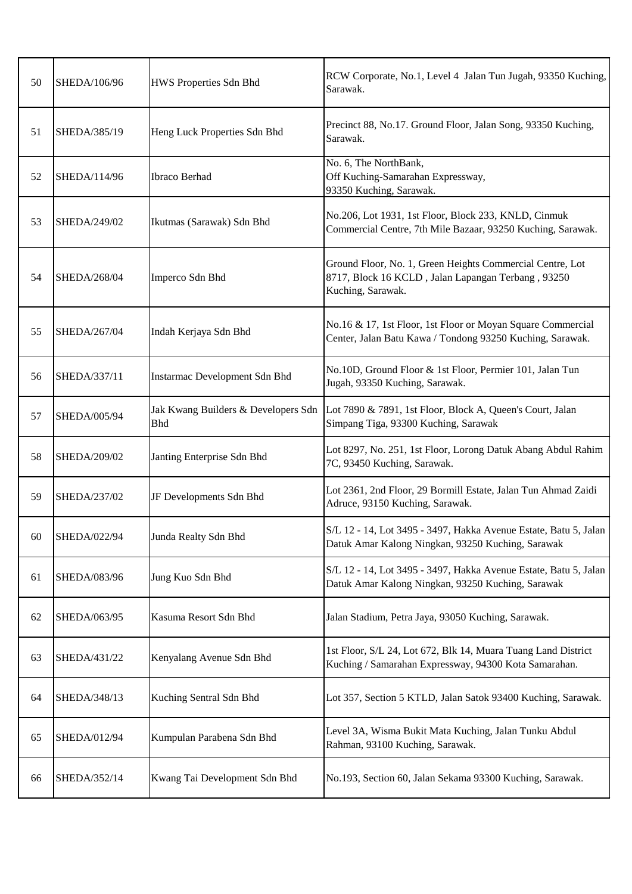| 50 | SHEDA/106/96 | HWS Properties Sdn Bhd | RCW Corporate, No.1, Level 4 Jalan Tun Jugah, 93350 Kuching, Sarawak. |
|---|---|---|---|
| 51 | SHEDA/385/19 | Heng Luck Properties Sdn Bhd | Precinct 88, No.17. Ground Floor, Jalan Song, 93350 Kuching, Sarawak. |
| 52 | SHEDA/114/96 | Ibraco Berhad | No. 6, The NorthBank, Off Kuching-Samarahan Expressway, 93350 Kuching, Sarawak. |
| 53 | SHEDA/249/02 | Ikutmas (Sarawak) Sdn Bhd | No.206, Lot 1931, 1st Floor, Block 233, KNLD, Cinmuk Commercial Centre, 7th Mile Bazaar, 93250 Kuching, Sarawak. |
| 54 | SHEDA/268/04 | Imperco Sdn Bhd | Ground Floor, No. 1, Green Heights Commercial Centre, Lot 8717, Block 16 KCLD , Jalan Lapangan Terbang , 93250 Kuching, Sarawak. |
| 55 | SHEDA/267/04 | Indah Kerjaya Sdn Bhd | No.16 & 17, 1st Floor, 1st Floor or Moyan Square Commercial Center, Jalan Batu Kawa / Tondong 93250 Kuching, Sarawak. |
| 56 | SHEDA/337/11 | Instarmac Development Sdn Bhd | No.10D, Ground Floor & 1st Floor, Permier 101, Jalan Tun Jugah, 93350 Kuching, Sarawak. |
| 57 | SHEDA/005/94 | Jak Kwang Builders & Developers Sdn Bhd | Lot 7890 & 7891, 1st Floor, Block A, Queen's Court, Jalan Simpang Tiga, 93300 Kuching, Sarawak |
| 58 | SHEDA/209/02 | Janting Enterprise Sdn Bhd | Lot 8297, No. 251, 1st Floor, Lorong Datuk Abang Abdul Rahim 7C, 93450 Kuching, Sarawak. |
| 59 | SHEDA/237/02 | JF Developments Sdn Bhd | Lot 2361, 2nd Floor, 29 Bormill Estate, Jalan Tun Ahmad Zaidi Adruce, 93150 Kuching, Sarawak. |
| 60 | SHEDA/022/94 | Junda Realty Sdn Bhd | S/L 12 - 14, Lot 3495 - 3497, Hakka Avenue Estate, Batu 5, Jalan Datuk Amar Kalong Ningkan, 93250 Kuching, Sarawak |
| 61 | SHEDA/083/96 | Jung Kuo Sdn Bhd | S/L 12 - 14, Lot 3495 - 3497, Hakka Avenue Estate, Batu 5, Jalan Datuk Amar Kalong Ningkan, 93250 Kuching, Sarawak |
| 62 | SHEDA/063/95 | Kasuma Resort Sdn Bhd | Jalan Stadium, Petra Jaya, 93050 Kuching, Sarawak. |
| 63 | SHEDA/431/22 | Kenyalang Avenue Sdn Bhd | 1st Floor, S/L 24, Lot 672, Blk 14, Muara Tuang Land District Kuching / Samarahan Expressway, 94300 Kota Samarahan. |
| 64 | SHEDA/348/13 | Kuching Sentral Sdn Bhd | Lot 357, Section 5 KTLD, Jalan Satok 93400 Kuching, Sarawak. |
| 65 | SHEDA/012/94 | Kumpulan Parabena Sdn Bhd | Level 3A, Wisma Bukit Mata Kuching, Jalan Tunku Abdul Rahman, 93100 Kuching, Sarawak. |
| 66 | SHEDA/352/14 | Kwang Tai Development Sdn Bhd | No.193, Section 60, Jalan Sekama 93300 Kuching, Sarawak. |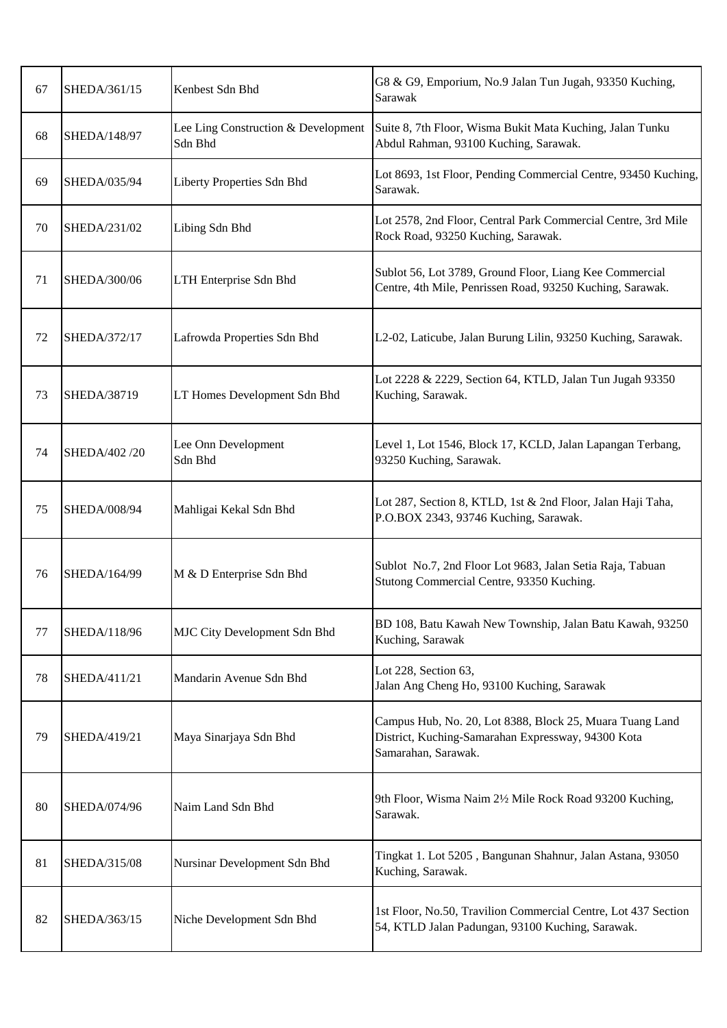| 67 | SHEDA/361/15 | Kenbest Sdn Bhd | G8 & G9, Emporium, No.9 Jalan Tun Jugah, 93350 Kuching, Sarawak |
|---|---|---|---|
| 68 | SHEDA/148/97 | Lee Ling Construction & Development Sdn Bhd | Suite 8, 7th Floor, Wisma Bukit Mata Kuching, Jalan Tunku Abdul Rahman, 93100 Kuching, Sarawak. |
| 69 | SHEDA/035/94 | Liberty Properties Sdn Bhd | Lot 8693, 1st Floor, Pending Commercial Centre, 93450 Kuching, Sarawak. |
| 70 | SHEDA/231/02 | Libing Sdn Bhd | Lot 2578, 2nd Floor, Central Park Commercial Centre, 3rd Mile Rock Road, 93250 Kuching, Sarawak. |
| 71 | SHEDA/300/06 | LTH Enterprise Sdn Bhd | Sublot 56, Lot 3789, Ground Floor, Liang Kee Commercial Centre, 4th Mile, Penrissen Road, 93250 Kuching, Sarawak. |
| 72 | SHEDA/372/17 | Lafrowda Properties Sdn Bhd | L2-02, Laticube, Jalan Burung Lilin, 93250 Kuching, Sarawak. |
| 73 | SHEDA/38719 | LT Homes Development Sdn Bhd | Lot 2228 & 2229, Section 64, KTLD, Jalan Tun Jugah 93350 Kuching, Sarawak. |
| 74 | SHEDA/402 /20 | Lee Onn Development Sdn Bhd | Level 1, Lot 1546, Block 17, KCLD, Jalan Lapangan Terbang, 93250 Kuching, Sarawak. |
| 75 | SHEDA/008/94 | Mahligai Kekal Sdn Bhd | Lot 287, Section 8, KTLD, 1st & 2nd Floor, Jalan Haji Taha, P.O.BOX 2343, 93746 Kuching, Sarawak. |
| 76 | SHEDA/164/99 | M & D Enterprise Sdn Bhd | Sublot No.7, 2nd Floor Lot 9683, Jalan Setia Raja, Tabuan Stutong Commercial Centre, 93350 Kuching. |
| 77 | SHEDA/118/96 | MJC City Development Sdn Bhd | BD 108, Batu Kawah New Township, Jalan Batu Kawah, 93250 Kuching, Sarawak |
| 78 | SHEDA/411/21 | Mandarin Avenue Sdn Bhd | Lot 228, Section 63, Jalan Ang Cheng Ho, 93100 Kuching, Sarawak |
| 79 | SHEDA/419/21 | Maya Sinarjaya Sdn Bhd | Campus Hub, No. 20, Lot 8388, Block 25, Muara Tuang Land District, Kuching-Samarahan Expressway, 94300 Kota Samarahan, Sarawak. |
| 80 | SHEDA/074/96 | Naim Land Sdn Bhd | 9th Floor, Wisma Naim 2½ Mile Rock Road 93200 Kuching, Sarawak. |
| 81 | SHEDA/315/08 | Nursinar Development Sdn Bhd | Tingkat 1. Lot 5205 , Bangunan Shahnur, Jalan Astana, 93050 Kuching, Sarawak. |
| 82 | SHEDA/363/15 | Niche Development Sdn Bhd | 1st Floor, No.50, Travilion Commercial Centre, Lot 437 Section 54, KTLD Jalan Padungan, 93100 Kuching, Sarawak. |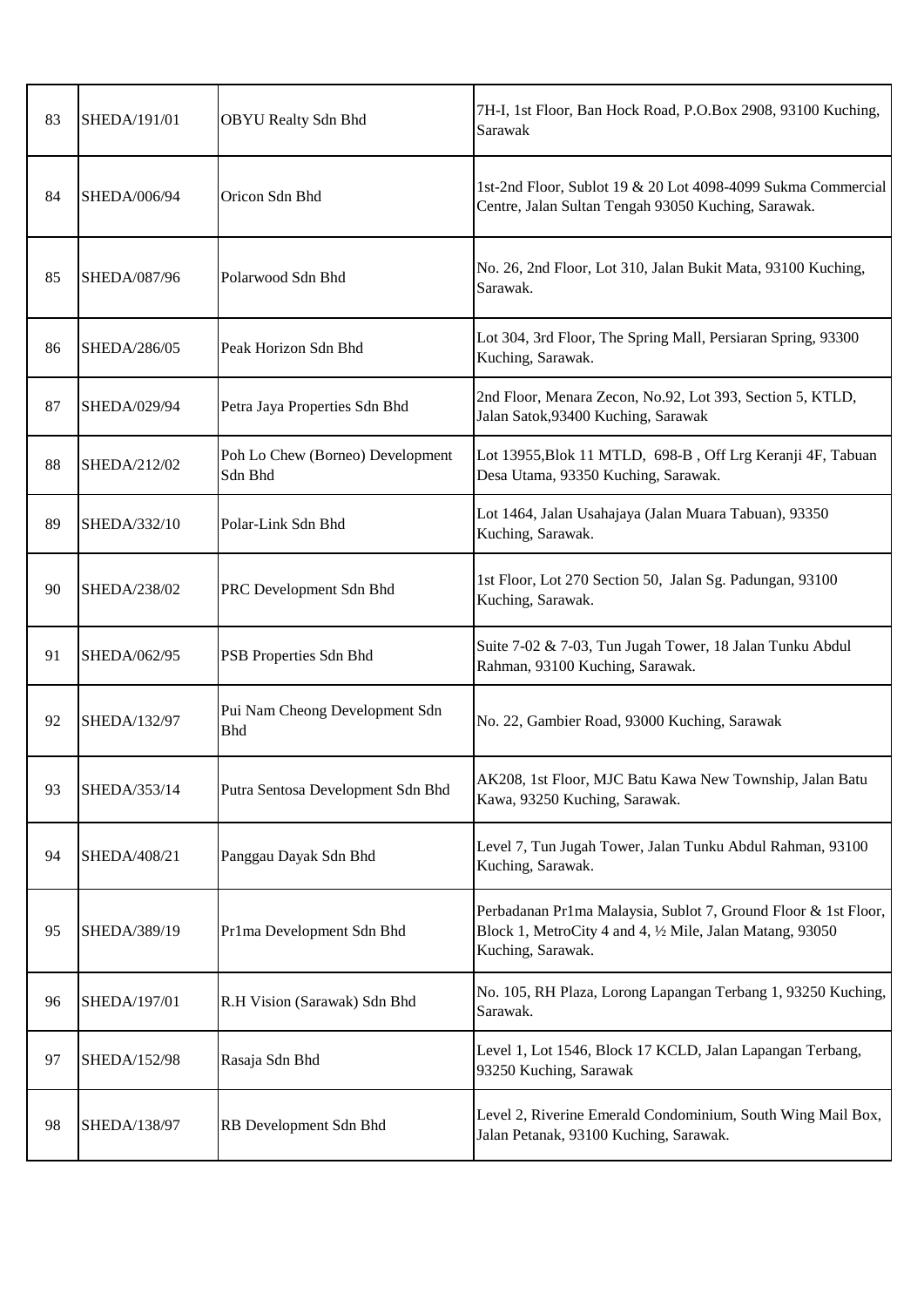| 83 | SHEDA/191/01 | OBYU Realty Sdn Bhd | 7H-I, 1st Floor, Ban Hock Road, P.O.Box 2908, 93100 Kuching, Sarawak |
|---|---|---|---|
| 84 | SHEDA/006/94 | Oricon Sdn Bhd | 1st-2nd Floor, Sublot 19 & 20 Lot 4098-4099 Sukma Commercial Centre, Jalan Sultan Tengah 93050 Kuching, Sarawak. |
| 85 | SHEDA/087/96 | Polarwood Sdn Bhd | No. 26, 2nd Floor, Lot 310, Jalan Bukit Mata, 93100 Kuching, Sarawak. |
| 86 | SHEDA/286/05 | Peak Horizon Sdn Bhd | Lot 304, 3rd Floor, The Spring Mall, Persiaran Spring, 93300 Kuching, Sarawak. |
| 87 | SHEDA/029/94 | Petra Jaya Properties Sdn Bhd | 2nd Floor, Menara Zecon, No.92, Lot 393, Section 5, KTLD, Jalan Satok,93400 Kuching, Sarawak |
| 88 | SHEDA/212/02 | Poh Lo Chew (Borneo) Development Sdn Bhd | Lot 13955,Blok 11 MTLD, 698-B , Off Lrg Keranji 4F, Tabuan Desa Utama, 93350 Kuching, Sarawak. |
| 89 | SHEDA/332/10 | Polar-Link Sdn Bhd | Lot 1464, Jalan Usahajaya (Jalan Muara Tabuan), 93350 Kuching, Sarawak. |
| 90 | SHEDA/238/02 | PRC Development Sdn Bhd | 1st Floor, Lot 270 Section 50, Jalan Sg. Padungan, 93100 Kuching, Sarawak. |
| 91 | SHEDA/062/95 | PSB Properties Sdn Bhd | Suite 7-02 & 7-03, Tun Jugah Tower, 18 Jalan Tunku Abdul Rahman, 93100 Kuching, Sarawak. |
| 92 | SHEDA/132/97 | Pui Nam Cheong Development Sdn Bhd | No. 22, Gambier Road, 93000 Kuching, Sarawak |
| 93 | SHEDA/353/14 | Putra Sentosa Development Sdn Bhd | AK208, 1st Floor, MJC Batu Kawa New Township, Jalan Batu Kawa, 93250 Kuching, Sarawak. |
| 94 | SHEDA/408/21 | Panggau Dayak Sdn Bhd | Level 7, Tun Jugah Tower, Jalan Tunku Abdul Rahman, 93100 Kuching, Sarawak. |
| 95 | SHEDA/389/19 | Pr1ma Development Sdn Bhd | Perbadanan Pr1ma Malaysia, Sublot 7, Ground Floor & 1st Floor, Block 1, MetroCity 4 and 4, ½ Mile, Jalan Matang, 93050 Kuching, Sarawak. |
| 96 | SHEDA/197/01 | R.H Vision (Sarawak) Sdn Bhd | No. 105, RH Plaza, Lorong Lapangan Terbang 1, 93250 Kuching, Sarawak. |
| 97 | SHEDA/152/98 | Rasaja Sdn Bhd | Level 1, Lot 1546, Block 17 KCLD, Jalan Lapangan Terbang, 93250 Kuching, Sarawak |
| 98 | SHEDA/138/97 | RB Development Sdn Bhd | Level 2, Riverine Emerald Condominium, South Wing Mail Box, Jalan Petanak, 93100 Kuching, Sarawak. |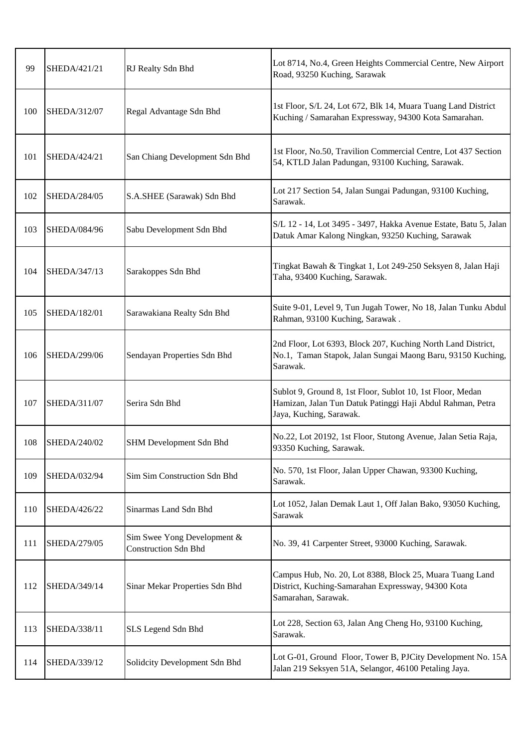| 99 | SHEDA/421/21 | RJ Realty Sdn Bhd | Lot 8714, No.4, Green Heights Commercial Centre, New Airport Road, 93250 Kuching, Sarawak |
|---|---|---|---|
| 100 | SHEDA/312/07 | Regal Advantage Sdn Bhd | 1st Floor, S/L 24, Lot 672, Blk 14, Muara Tuang Land District Kuching / Samarahan Expressway, 94300 Kota Samarahan. |
| 101 | SHEDA/424/21 | San Chiang Development Sdn Bhd | 1st Floor, No.50, Travilion Commercial Centre, Lot 437 Section 54, KTLD Jalan Padungan, 93100 Kuching, Sarawak. |
| 102 | SHEDA/284/05 | S.A.SHEE (Sarawak) Sdn Bhd | Lot 217 Section 54, Jalan Sungai Padungan, 93100 Kuching, Sarawak. |
| 103 | SHEDA/084/96 | Sabu Development Sdn Bhd | S/L 12 - 14, Lot 3495 - 3497, Hakka Avenue Estate, Batu 5, Jalan Datuk Amar Kalong Ningkan, 93250 Kuching, Sarawak |
| 104 | SHEDA/347/13 | Sarakoppes Sdn Bhd | Tingkat Bawah & Tingkat 1, Lot 249-250 Seksyen 8, Jalan Haji Taha, 93400 Kuching, Sarawak. |
| 105 | SHEDA/182/01 | Sarawakiana Realty Sdn Bhd | Suite 9-01, Level 9, Tun Jugah Tower, No 18, Jalan Tunku Abdul Rahman, 93100 Kuching, Sarawak . |
| 106 | SHEDA/299/06 | Sendayan Properties Sdn Bhd | 2nd Floor, Lot 6393, Block 207, Kuching North Land District, No.1, Taman Stapok, Jalan Sungai Maong Baru, 93150 Kuching, Sarawak. |
| 107 | SHEDA/311/07 | Serira Sdn Bhd | Sublot 9, Ground 8, 1st Floor, Sublot 10, 1st Floor, Medan Hamizan, Jalan Tun Datuk Patinggi Haji Abdul Rahman, Petra Jaya, Kuching, Sarawak. |
| 108 | SHEDA/240/02 | SHM Development Sdn Bhd | No.22, Lot 20192, 1st Floor, Stutong Avenue, Jalan Setia Raja, 93350 Kuching, Sarawak. |
| 109 | SHEDA/032/94 | Sim Sim Construction Sdn Bhd | No. 570, 1st Floor, Jalan Upper Chawan, 93300 Kuching, Sarawak. |
| 110 | SHEDA/426/22 | Sinarmas Land Sdn Bhd | Lot 1052, Jalan Demak Laut 1, Off Jalan Bako, 93050 Kuching, Sarawak |
| 111 | SHEDA/279/05 | Sim Swee Yong Development & Construction Sdn Bhd | No. 39, 41 Carpenter Street, 93000 Kuching, Sarawak. |
| 112 | SHEDA/349/14 | Sinar Mekar Properties Sdn Bhd | Campus Hub, No. 20, Lot 8388, Block 25, Muara Tuang Land District, Kuching-Samarahan Expressway, 94300 Kota Samarahan, Sarawak. |
| 113 | SHEDA/338/11 | SLS Legend Sdn Bhd | Lot 228, Section 63, Jalan Ang Cheng Ho, 93100 Kuching, Sarawak. |
| 114 | SHEDA/339/12 | Solidcity Development Sdn Bhd | Lot G-01, Ground Floor, Tower B, PJCity Development No. 15A Jalan 219 Seksyen 51A, Selangor, 46100 Petaling Jaya. |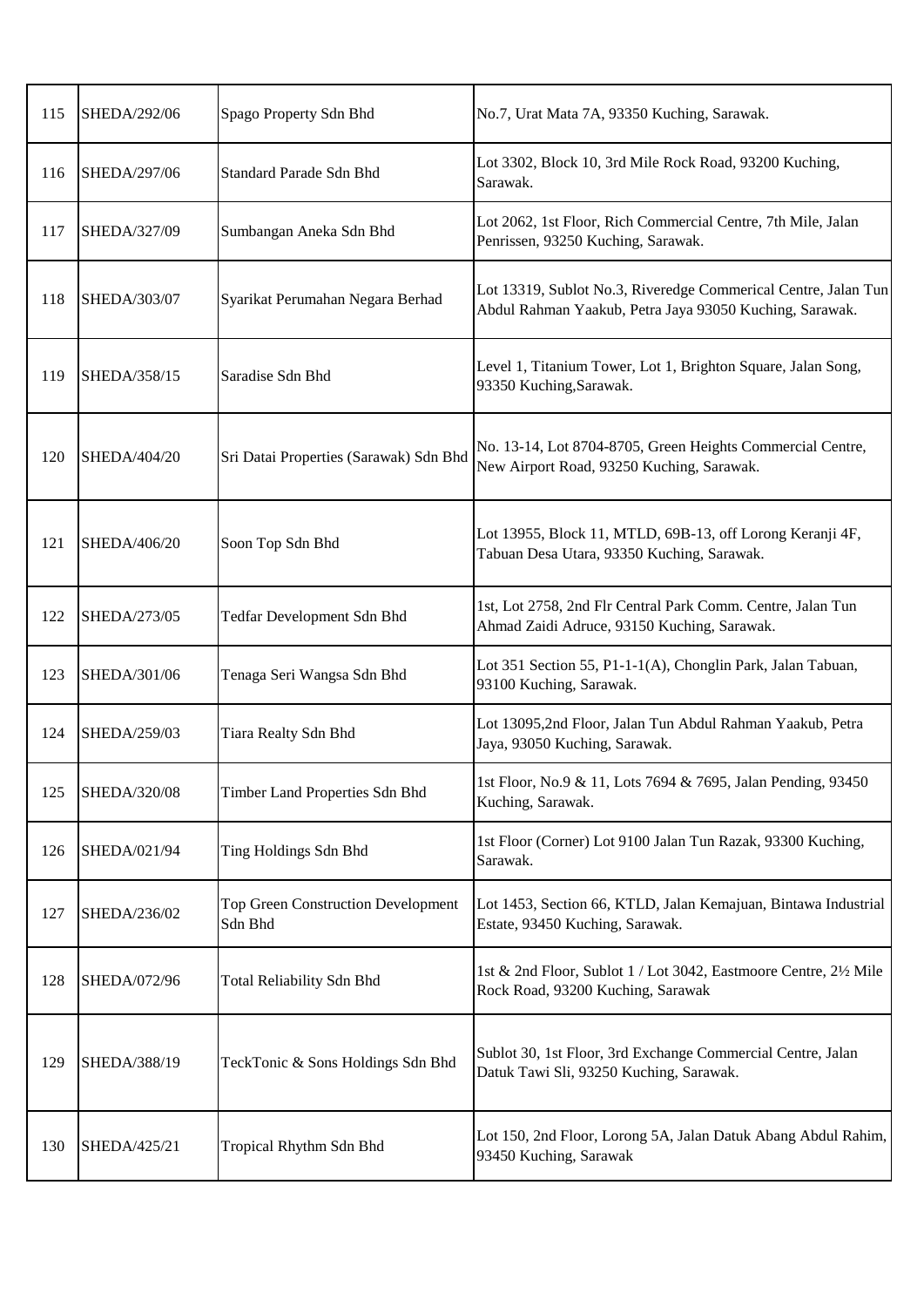| | | | |
|---|---|---|---|
| 115 | SHEDA/292/06 | Spago Property Sdn Bhd | No.7, Urat Mata 7A, 93350 Kuching, Sarawak. |
| 116 | SHEDA/297/06 | Standard Parade Sdn Bhd | Lot 3302, Block 10, 3rd Mile Rock Road, 93200 Kuching, Sarawak. |
| 117 | SHEDA/327/09 | Sumbangan Aneka Sdn Bhd | Lot 2062, 1st Floor, Rich Commercial Centre, 7th Mile, Jalan Penrissen, 93250 Kuching, Sarawak. |
| 118 | SHEDA/303/07 | Syarikat Perumahan Negara Berhad | Lot 13319, Sublot No.3, Riveredge Commerical Centre, Jalan Tun Abdul Rahman Yaakub, Petra Jaya 93050 Kuching, Sarawak. |
| 119 | SHEDA/358/15 | Saradise Sdn Bhd | Level 1, Titanium Tower, Lot 1, Brighton Square, Jalan Song, 93350 Kuching,Sarawak. |
| 120 | SHEDA/404/20 | Sri Datai Properties (Sarawak) Sdn Bhd | No. 13-14, Lot 8704-8705, Green Heights Commercial Centre, New Airport Road, 93250 Kuching, Sarawak. |
| 121 | SHEDA/406/20 | Soon Top Sdn Bhd | Lot 13955, Block 11, MTLD, 69B-13, off Lorong Keranji 4F, Tabuan Desa Utara, 93350 Kuching, Sarawak. |
| 122 | SHEDA/273/05 | Tedfar Development Sdn Bhd | 1st, Lot 2758, 2nd Flr Central Park Comm. Centre, Jalan Tun Ahmad Zaidi Adruce, 93150 Kuching, Sarawak. |
| 123 | SHEDA/301/06 | Tenaga Seri Wangsa Sdn Bhd | Lot 351 Section 55, P1-1-1(A), Chonglin Park, Jalan Tabuan, 93100 Kuching, Sarawak. |
| 124 | SHEDA/259/03 | Tiara Realty Sdn Bhd | Lot 13095,2nd Floor, Jalan Tun Abdul Rahman Yaakub, Petra Jaya, 93050 Kuching, Sarawak. |
| 125 | SHEDA/320/08 | Timber Land Properties Sdn Bhd | 1st Floor, No.9 & 11, Lots 7694 & 7695, Jalan Pending, 93450 Kuching, Sarawak. |
| 126 | SHEDA/021/94 | Ting Holdings Sdn Bhd | 1st Floor (Corner) Lot 9100 Jalan Tun Razak, 93300 Kuching, Sarawak. |
| 127 | SHEDA/236/02 | Top Green Construction Development Sdn Bhd | Lot 1453, Section 66, KTLD, Jalan Kemajuan, Bintawa Industrial Estate, 93450 Kuching, Sarawak. |
| 128 | SHEDA/072/96 | Total Reliability Sdn Bhd | 1st & 2nd Floor, Sublot 1 / Lot 3042, Eastmoore Centre, 2½ Mile Rock Road, 93200 Kuching, Sarawak |
| 129 | SHEDA/388/19 | TeckTonic & Sons Holdings Sdn Bhd | Sublot 30, 1st Floor, 3rd Exchange Commercial Centre, Jalan Datuk Tawi Sli, 93250 Kuching, Sarawak. |
| 130 | SHEDA/425/21 | Tropical Rhythm Sdn Bhd | Lot 150, 2nd Floor, Lorong 5A, Jalan Datuk Abang Abdul Rahim, 93450 Kuching, Sarawak |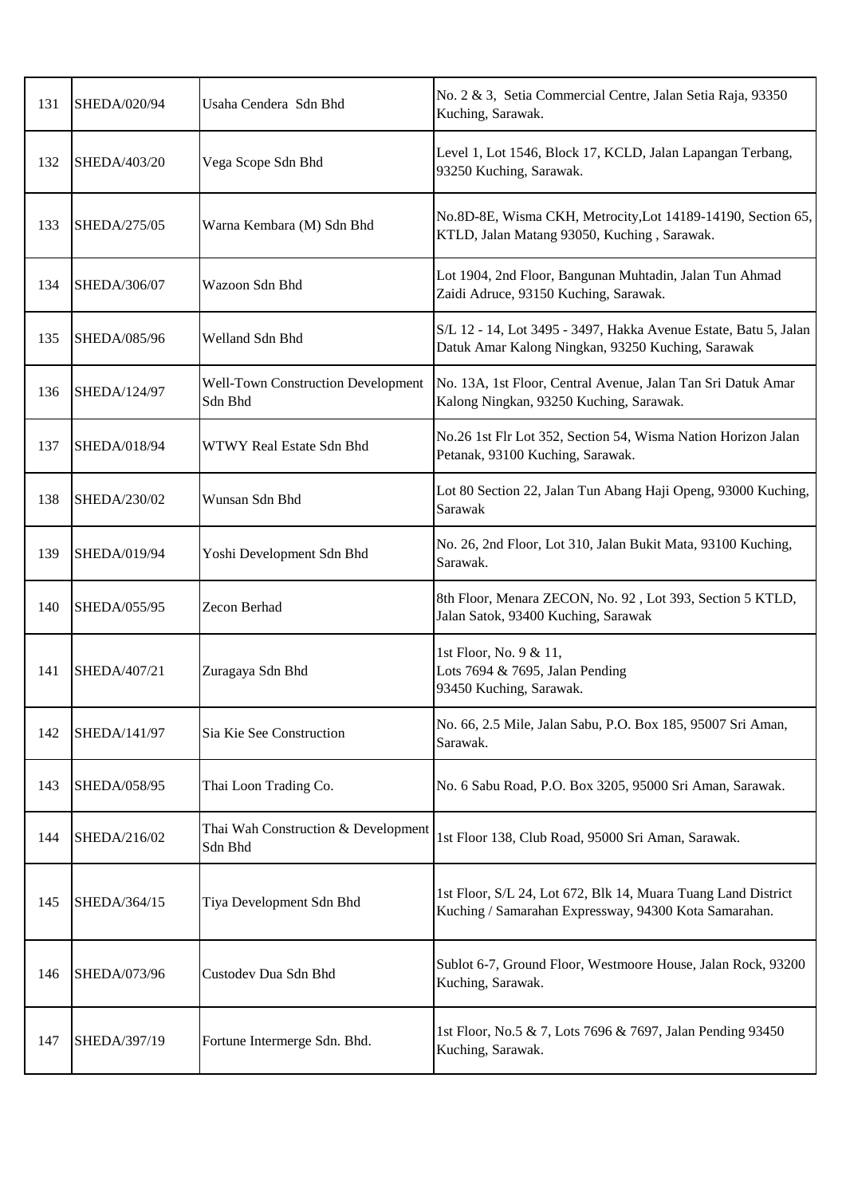| 131 | SHEDA/020/94 | Usaha Cendera Sdn Bhd | No. 2 & 3, Setia Commercial Centre, Jalan Setia Raja, 93350 Kuching, Sarawak. |
|---|---|---|---|
| 132 | SHEDA/403/20 | Vega Scope Sdn Bhd | Level 1, Lot 1546, Block 17, KCLD, Jalan Lapangan Terbang, 93250 Kuching, Sarawak. |
| 133 | SHEDA/275/05 | Warna Kembara (M) Sdn Bhd | No.8D-8E, Wisma CKH, Metrocity,Lot 14189-14190, Section 65, KTLD, Jalan Matang 93050, Kuching , Sarawak. |
| 134 | SHEDA/306/07 | Wazoon Sdn Bhd | Lot 1904, 2nd Floor, Bangunan Muhtadin, Jalan Tun Ahmad Zaidi Adruce, 93150 Kuching, Sarawak. |
| 135 | SHEDA/085/96 | Welland Sdn Bhd | S/L 12 - 14, Lot 3495 - 3497, Hakka Avenue Estate, Batu 5, Jalan Datuk Amar Kalong Ningkan, 93250 Kuching, Sarawak |
| 136 | SHEDA/124/97 | Well-Town Construction Development Sdn Bhd | No. 13A, 1st Floor, Central Avenue, Jalan Tan Sri Datuk Amar Kalong Ningkan, 93250 Kuching, Sarawak. |
| 137 | SHEDA/018/94 | WTWY Real Estate Sdn Bhd | No.26 1st Flr Lot 352, Section 54, Wisma Nation Horizon Jalan Petanak, 93100 Kuching, Sarawak. |
| 138 | SHEDA/230/02 | Wunsan Sdn Bhd | Lot 80 Section 22, Jalan Tun Abang Haji Openg, 93000 Kuching, Sarawak |
| 139 | SHEDA/019/94 | Yoshi Development Sdn Bhd | No. 26, 2nd Floor, Lot 310, Jalan Bukit Mata, 93100 Kuching, Sarawak. |
| 140 | SHEDA/055/95 | Zecon Berhad | 8th Floor, Menara ZECON, No. 92 , Lot 393, Section 5 KTLD, Jalan Satok, 93400 Kuching, Sarawak |
| 141 | SHEDA/407/21 | Zuragaya Sdn Bhd | 1st Floor, No. 9 & 11, Lots 7694 & 7695, Jalan Pending 93450 Kuching, Sarawak. |
| 142 | SHEDA/141/97 | Sia Kie See Construction | No. 66, 2.5 Mile, Jalan Sabu, P.O. Box 185, 95007 Sri Aman, Sarawak. |
| 143 | SHEDA/058/95 | Thai Loon Trading Co. | No. 6 Sabu Road, P.O. Box 3205, 95000 Sri Aman, Sarawak. |
| 144 | SHEDA/216/02 | Thai Wah Construction & Development Sdn Bhd | 1st Floor 138, Club Road, 95000 Sri Aman, Sarawak. |
| 145 | SHEDA/364/15 | Tiya Development Sdn Bhd | 1st Floor, S/L 24, Lot 672, Blk 14, Muara Tuang Land District Kuching / Samarahan Expressway, 94300 Kota Samarahan. |
| 146 | SHEDA/073/96 | Custodev Dua Sdn Bhd | Sublot 6-7, Ground Floor, Westmoore House, Jalan Rock, 93200 Kuching, Sarawak. |
| 147 | SHEDA/397/19 | Fortune Intermerge Sdn. Bhd. | 1st Floor, No.5 & 7, Lots 7696 & 7697, Jalan Pending 93450 Kuching, Sarawak. |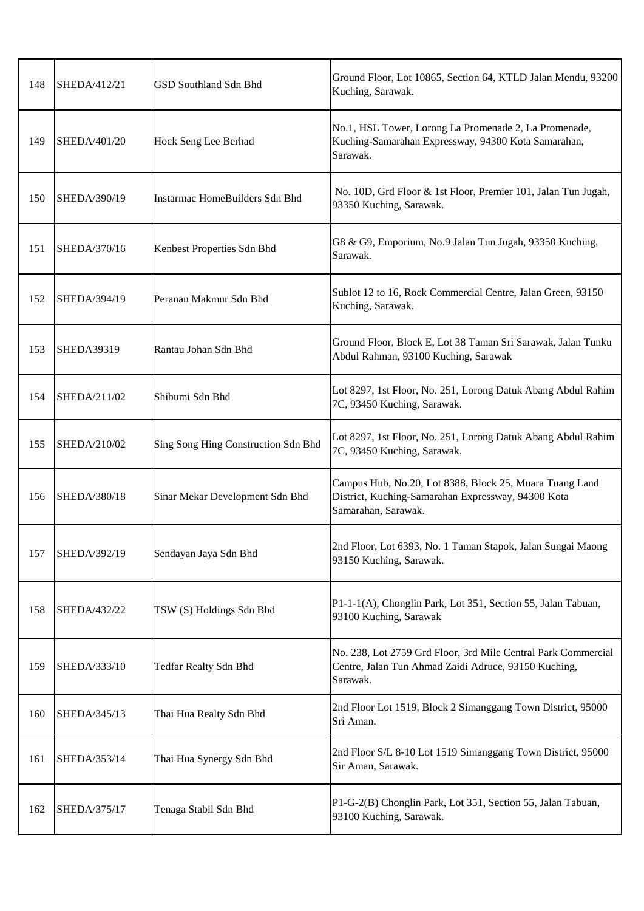| 148 | SHEDA/412/21 | GSD Southland Sdn Bhd | Ground Floor, Lot 10865, Section 64, KTLD Jalan Mendu, 93200 Kuching, Sarawak. |
|---|---|---|---|
| 149 | SHEDA/401/20 | Hock Seng Lee Berhad | No.1, HSL Tower, Lorong La Promenade 2, La Promenade, Kuching-Samarahan Expressway, 94300 Kota Samarahan, Sarawak. |
| 150 | SHEDA/390/19 | Instarmac HomeBuilders Sdn Bhd | No. 10D, Grd Floor & 1st Floor, Premier 101, Jalan Tun Jugah, 93350 Kuching, Sarawak. |
| 151 | SHEDA/370/16 | Kenbest Properties Sdn Bhd | G8 & G9, Emporium, No.9 Jalan Tun Jugah, 93350 Kuching, Sarawak. |
| 152 | SHEDA/394/19 | Peranan Makmur Sdn Bhd | Sublot 12 to 16, Rock Commercial Centre, Jalan Green, 93150 Kuching, Sarawak. |
| 153 | SHEDA39319 | Rantau Johan Sdn Bhd | Ground Floor, Block E, Lot 38 Taman Sri Sarawak, Jalan Tunku Abdul Rahman, 93100 Kuching, Sarawak |
| 154 | SHEDA/211/02 | Shibumi Sdn Bhd | Lot 8297, 1st Floor, No. 251, Lorong Datuk Abang Abdul Rahim 7C, 93450 Kuching, Sarawak. |
| 155 | SHEDA/210/02 | Sing Song Hing Construction Sdn Bhd | Lot 8297, 1st Floor, No. 251, Lorong Datuk Abang Abdul Rahim 7C, 93450 Kuching, Sarawak. |
| 156 | SHEDA/380/18 | Sinar Mekar Development Sdn Bhd | Campus Hub, No.20, Lot 8388, Block 25, Muara Tuang Land District, Kuching-Samarahan Expressway, 94300 Kota Samarahan, Sarawak. |
| 157 | SHEDA/392/19 | Sendayan Jaya Sdn Bhd | 2nd Floor, Lot 6393, No. 1 Taman Stapok, Jalan Sungai Maong 93150 Kuching, Sarawak. |
| 158 | SHEDA/432/22 | TSW (S) Holdings Sdn Bhd | P1-1-1(A), Chonglin Park, Lot 351, Section 55, Jalan Tabuan, 93100 Kuching, Sarawak |
| 159 | SHEDA/333/10 | Tedfar Realty Sdn Bhd | No. 238, Lot 2759 Grd Floor, 3rd Mile Central Park Commercial Centre, Jalan Tun Ahmad Zaidi Adruce, 93150 Kuching, Sarawak. |
| 160 | SHEDA/345/13 | Thai Hua Realty Sdn Bhd | 2nd Floor Lot 1519, Block 2 Simanggang Town District, 95000 Sri Aman. |
| 161 | SHEDA/353/14 | Thai Hua Synergy Sdn Bhd | 2nd Floor S/L 8-10 Lot 1519 Simanggang Town District, 95000 Sir Aman, Sarawak. |
| 162 | SHEDA/375/17 | Tenaga Stabil Sdn Bhd | P1-G-2(B) Chonglin Park, Lot 351, Section 55, Jalan Tabuan, 93100 Kuching, Sarawak. |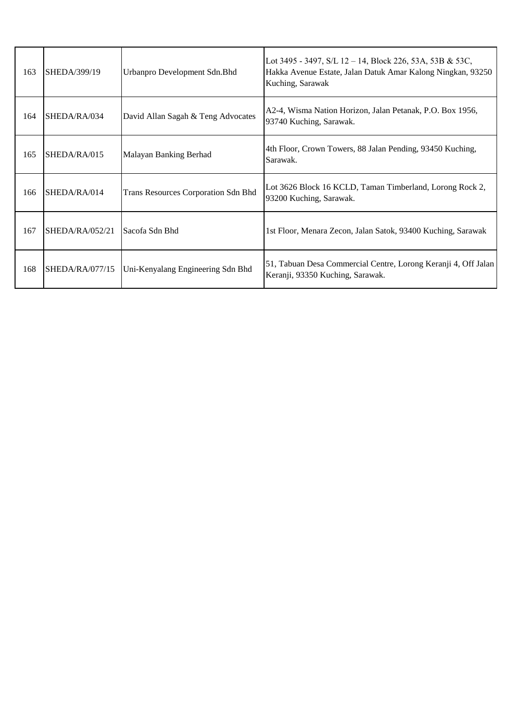| | | | |
|---|---|---|---|
| 163 | SHEDA/399/19 | Urbanpro Development Sdn.Bhd | Lot 3495 - 3497, S/L 12 – 14, Block 226, 53A, 53B & 53C, Hakka Avenue Estate, Jalan Datuk Amar Kalong Ningkan, 93250 Kuching, Sarawak |
| 164 | SHEDA/RA/034 | David Allan Sagah & Teng Advocates | A2-4, Wisma Nation Horizon, Jalan Petanak, P.O. Box 1956, 93740 Kuching, Sarawak. |
| 165 | SHEDA/RA/015 | Malayan Banking Berhad | 4th Floor, Crown Towers, 88 Jalan Pending, 93450 Kuching, Sarawak. |
| 166 | SHEDA/RA/014 | Trans Resources Corporation Sdn Bhd | Lot 3626 Block 16 KCLD, Taman Timberland, Lorong Rock 2, 93200 Kuching, Sarawak. |
| 167 | SHEDA/RA/052/21 | Sacofa Sdn Bhd | 1st Floor, Menara Zecon, Jalan Satok, 93400 Kuching, Sarawak |
| 168 | SHEDA/RA/077/15 | Uni-Kenyalang Engineering Sdn Bhd | 51, Tabuan Desa Commercial Centre, Lorong Keranji 4, Off Jalan Keranji, 93350 Kuching, Sarawak. |